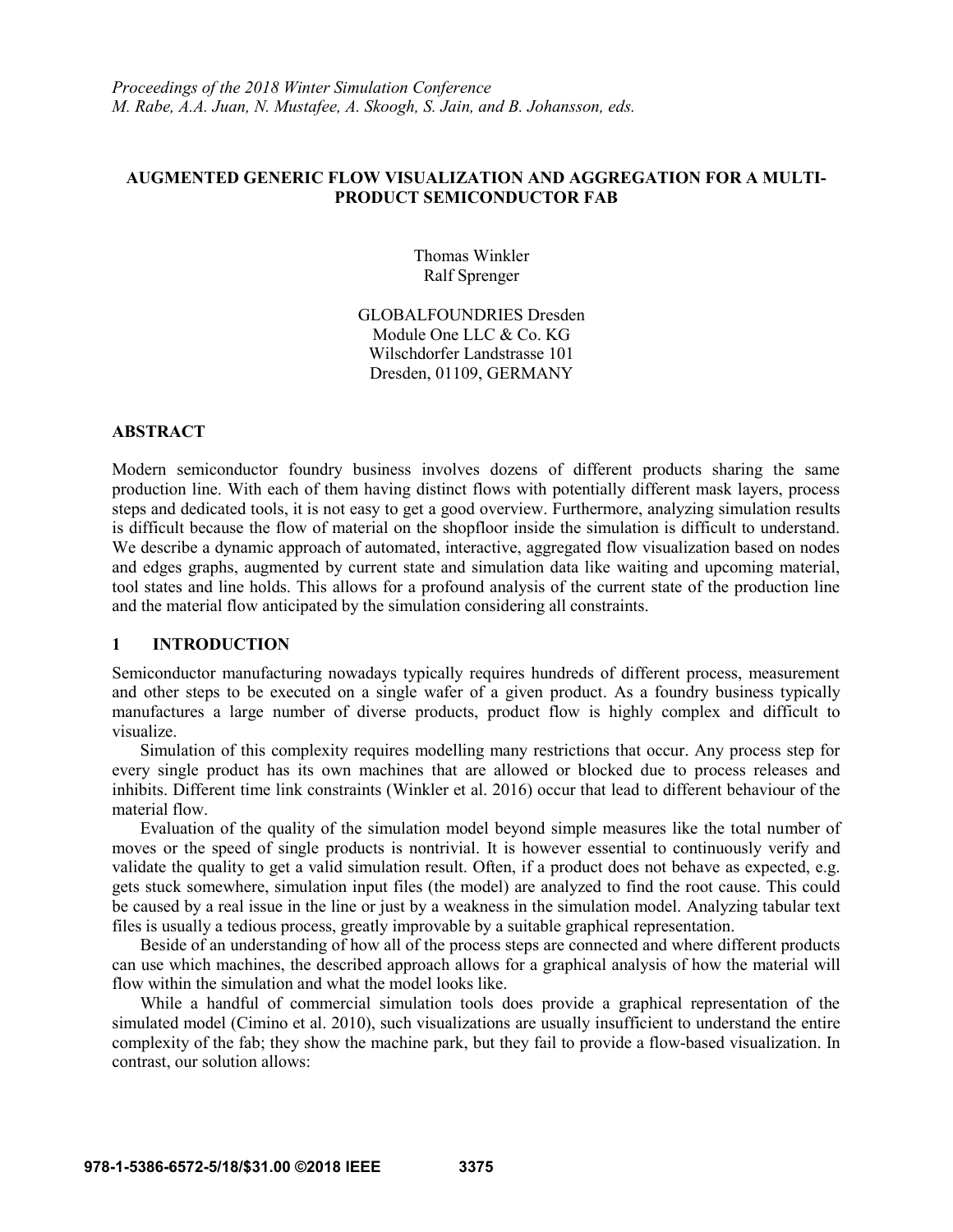*Proceedings of the 2018 Winter Simulation Conference*
*M. Rabe, A.A. Juan, N. Mustafee, A. Skoogh, S. Jain, and B. Johansson, eds.*

# AUGMENTED GENERIC FLOW VISUALIZATION AND AGGREGATION FOR A MULTI-PRODUCT SEMICONDUCTOR FAB

Thomas Winkler
Ralf Sprenger

GLOBALFOUNDRIES Dresden
Module One LLC & Co. KG
Wilschdorfer Landstrasse 101
Dresden, 01109, GERMANY

## ABSTRACT

Modern semiconductor foundry business involves dozens of different products sharing the same production line. With each of them having distinct flows with potentially different mask layers, process steps and dedicated tools, it is not easy to get a good overview. Furthermore, analyzing simulation results is difficult because the flow of material on the shopfloor inside the simulation is difficult to understand. We describe a dynamic approach of automated, interactive, aggregated flow visualization based on nodes and edges graphs, augmented by current state and simulation data like waiting and upcoming material, tool states and line holds. This allows for a profound analysis of the current state of the production line and the material flow anticipated by the simulation considering all constraints.

## 1 INTRODUCTION

Semiconductor manufacturing nowadays typically requires hundreds of different process, measurement and other steps to be executed on a single wafer of a given product. As a foundry business typically manufactures a large number of diverse products, product flow is highly complex and difficult to visualize.

Simulation of this complexity requires modelling many restrictions that occur. Any process step for every single product has its own machines that are allowed or blocked due to process releases and inhibits. Different time link constraints (Winkler et al. 2016) occur that lead to different behaviour of the material flow.

Evaluation of the quality of the simulation model beyond simple measures like the total number of moves or the speed of single products is nontrivial. It is however essential to continuously verify and validate the quality to get a valid simulation result. Often, if a product does not behave as expected, e.g. gets stuck somewhere, simulation input files (the model) are analyzed to find the root cause. This could be caused by a real issue in the line or just by a weakness in the simulation model. Analyzing tabular text files is usually a tedious process, greatly improvable by a suitable graphical representation.

Beside of an understanding of how all of the process steps are connected and where different products can use which machines, the described approach allows for a graphical analysis of how the material will flow within the simulation and what the model looks like.

While a handful of commercial simulation tools does provide a graphical representation of the simulated model (Cimino et al. 2010), such visualizations are usually insufficient to understand the entire complexity of the fab; they show the machine park, but they fail to provide a flow-based visualization. In contrast, our solution allows:

**978-1-5386-6572-5/18/$31.00 ©2018 IEEE**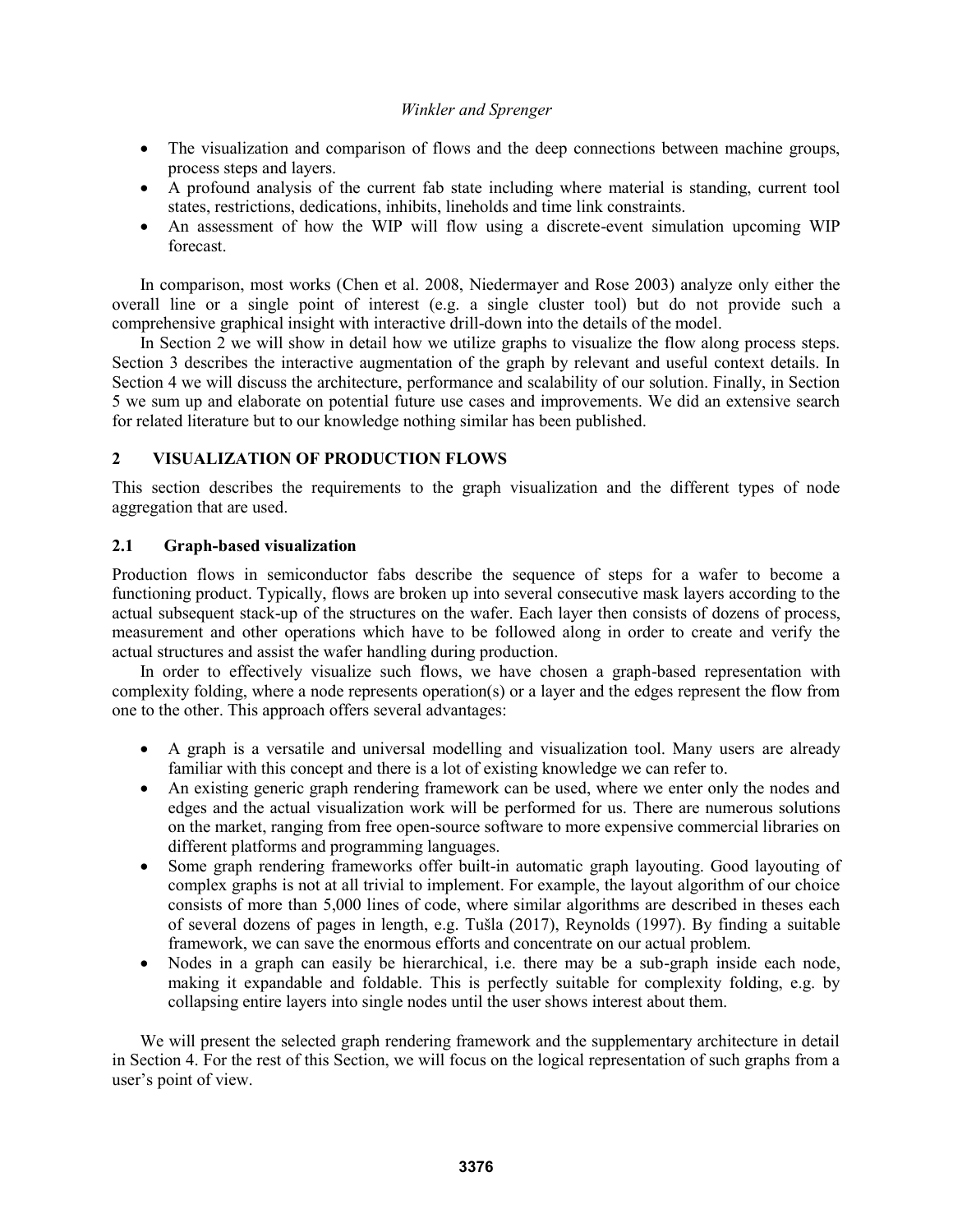- The visualization and comparison of flows and the deep connections between machine groups, process steps and layers.
- A profound analysis of the current fab state including where material is standing, current tool states, restrictions, dedications, inhibits, lineholds and time link constraints.
- An assessment of how the WIP will flow using a discrete-event simulation upcoming WIP forecast.

In comparison, most works (Chen et al. 2008, Niedermayer and Rose 2003) analyze only either the overall line or a single point of interest (e.g. a single cluster tool) but do not provide such a comprehensive graphical insight with interactive drill-down into the details of the model.

In Section 2 we will show in detail how we utilize graphs to visualize the flow along process steps. Section 3 describes the interactive augmentation of the graph by relevant and useful context details. In Section 4 we will discuss the architecture, performance and scalability of our solution. Finally, in Section 5 we sum up and elaborate on potential future use cases and improvements. We did an extensive search for related literature but to our knowledge nothing similar has been published.

## 2 VISUALIZATION OF PRODUCTION FLOWS

This section describes the requirements to the graph visualization and the different types of node aggregation that are used.

### 2.1 Graph-based visualization

Production flows in semiconductor fabs describe the sequence of steps for a wafer to become a functioning product. Typically, flows are broken up into several consecutive mask layers according to the actual subsequent stack-up of the structures on the wafer. Each layer then consists of dozens of process, measurement and other operations which have to be followed along in order to create and verify the actual structures and assist the wafer handling during production.

In order to effectively visualize such flows, we have chosen a graph-based representation with complexity folding, where a node represents operation(s) or a layer and the edges represent the flow from one to the other. This approach offers several advantages:

- A graph is a versatile and universal modelling and visualization tool. Many users are already familiar with this concept and there is a lot of existing knowledge we can refer to.
- An existing generic graph rendering framework can be used, where we enter only the nodes and edges and the actual visualization work will be performed for us. There are numerous solutions on the market, ranging from free open-source software to more expensive commercial libraries on different platforms and programming languages.
- Some graph rendering frameworks offer built-in automatic graph layouting. Good layouting of complex graphs is not at all trivial to implement. For example, the layout algorithm of our choice consists of more than 5,000 lines of code, where similar algorithms are described in theses each of several dozens of pages in length, e.g. Tušla (2017), Reynolds (1997). By finding a suitable framework, we can save the enormous efforts and concentrate on our actual problem.
- Nodes in a graph can easily be hierarchical, i.e. there may be a sub-graph inside each node, making it expandable and foldable. This is perfectly suitable for complexity folding, e.g. by collapsing entire layers into single nodes until the user shows interest about them.

We will present the selected graph rendering framework and the supplementary architecture in detail in Section 4. For the rest of this Section, we will focus on the logical representation of such graphs from a user's point of view.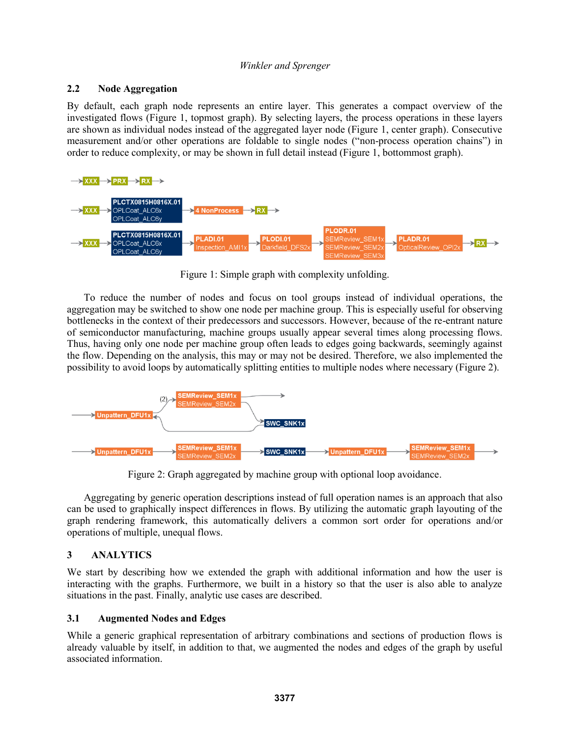### 2.2 Node Aggregation

By default, each graph node represents an entire layer. This generates a compact overview of the investigated flows (Figure 1, topmost graph). By selecting layers, the process operations in these layers are shown as individual nodes instead of the aggregated layer node (Figure 1, center graph). Consecutive measurement and/or other operations are foldable to single nodes ("non-process operation chains") in order to reduce complexity, or may be shown in full detail instead (Figure 1, bottommost graph).

Figure 1: Simple graph with complexity unfolding.

To reduce the number of nodes and focus on tool groups instead of individual operations, the aggregation may be switched to show one node per machine group. This is especially useful for observing bottlenecks in the context of their predecessors and successors. However, because of the re-entrant nature of semiconductor manufacturing, machine groups usually appear several times along processing flows. Thus, having only one node per machine group often leads to edges going backwards, seemingly against the flow. Depending on the analysis, this may or may not be desired. Therefore, we also implemented the possibility to avoid loops by automatically splitting entities to multiple nodes where necessary (Figure 2).

Figure 2: Graph aggregated by machine group with optional loop avoidance.

Aggregating by generic operation descriptions instead of full operation names is an approach that also can be used to graphically inspect differences in flows. By utilizing the automatic graph layouting of the graph rendering framework, this automatically delivers a common sort order for operations and/or operations of multiple, unequal flows.

## 3 ANALYTICS

We start by describing how we extended the graph with additional information and how the user is interacting with the graphs. Furthermore, we built in a history so that the user is also able to analyze situations in the past. Finally, analytic use cases are described.

### 3.1 Augmented Nodes and Edges

While a generic graphical representation of arbitrary combinations and sections of production flows is already valuable by itself, in addition to that, we augmented the nodes and edges of the graph by useful associated information.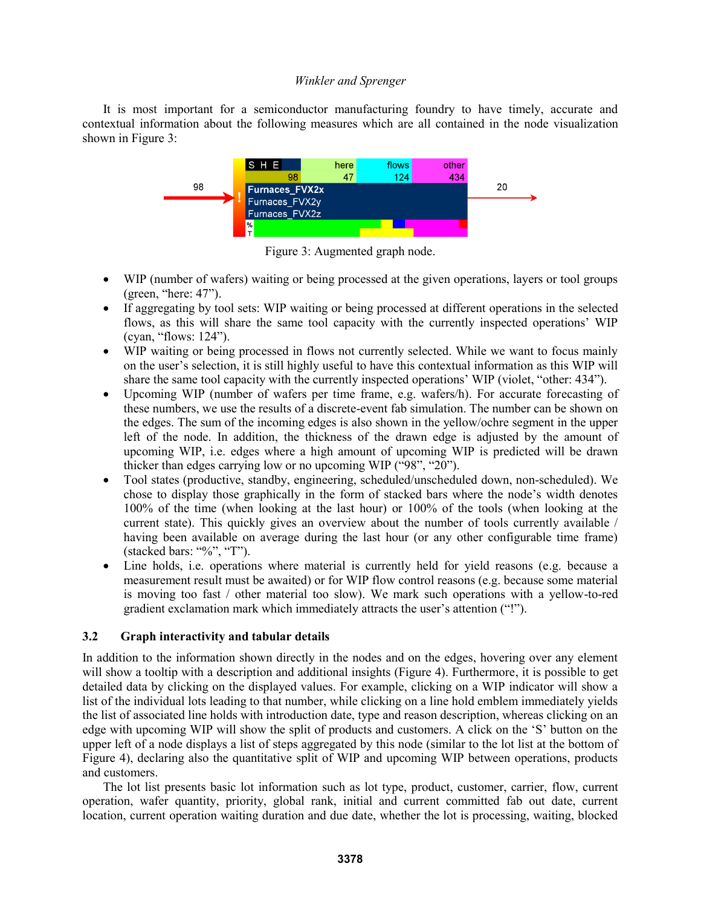It is most important for a semiconductor manufacturing foundry to have timely, accurate and contextual information about the following measures which are all contained in the node visualization shown in Figure 3:

Figure 3: Augmented graph node.

- WIP (number of wafers) waiting or being processed at the given operations, layers or tool groups (green, “here: 47”).
- If aggregating by tool sets: WIP waiting or being processed at different operations in the selected flows, as this will share the same tool capacity with the currently inspected operations’ WIP (cyan, “flows: 124”).
- WIP waiting or being processed in flows not currently selected. While we want to focus mainly on the user’s selection, it is still highly useful to have this contextual information as this WIP will share the same tool capacity with the currently inspected operations’ WIP (violet, “other: 434”).
- Upcoming WIP (number of wafers per time frame, e.g. wafers/h). For accurate forecasting of these numbers, we use the results of a discrete-event fab simulation. The number can be shown on the edges. The sum of the incoming edges is also shown in the yellow/ochre segment in the upper left of the node. In addition, the thickness of the drawn edge is adjusted by the amount of upcoming WIP, i.e. edges where a high amount of upcoming WIP is predicted will be drawn thicker than edges carrying low or no upcoming WIP (“98”, “20”).
- Tool states (productive, standby, engineering, scheduled/unscheduled down, non-scheduled). We chose to display those graphically in the form of stacked bars where the node’s width denotes 100% of the time (when looking at the last hour) or 100% of the tools (when looking at the current state). This quickly gives an overview about the number of tools currently available / having been available on average during the last hour (or any other configurable time frame) (stacked bars: “%”, “T”).
- Line holds, i.e. operations where material is currently held for yield reasons (e.g. because a measurement result must be awaited) or for WIP flow control reasons (e.g. because some material is moving too fast / other material too slow). We mark such operations with a yellow-to-red gradient exclamation mark which immediately attracts the user’s attention (“!”).

### 3.2 Graph interactivity and tabular details

In addition to the information shown directly in the nodes and on the edges, hovering over any element will show a tooltip with a description and additional insights (Figure 4). Furthermore, it is possible to get detailed data by clicking on the displayed values. For example, clicking on a WIP indicator will show a list of the individual lots leading to that number, while clicking on a line hold emblem immediately yields the list of associated line holds with introduction date, type and reason description, whereas clicking on an edge with upcoming WIP will show the split of products and customers. A click on the ‘S’ button on the upper left of a node displays a list of steps aggregated by this node (similar to the lot list at the bottom of Figure 4), declaring also the quantitative split of WIP and upcoming WIP between operations, products and customers.

The lot list presents basic lot information such as lot type, product, customer, carrier, flow, current operation, wafer quantity, priority, global rank, initial and current committed fab out date, current location, current operation waiting duration and due date, whether the lot is processing, waiting, blocked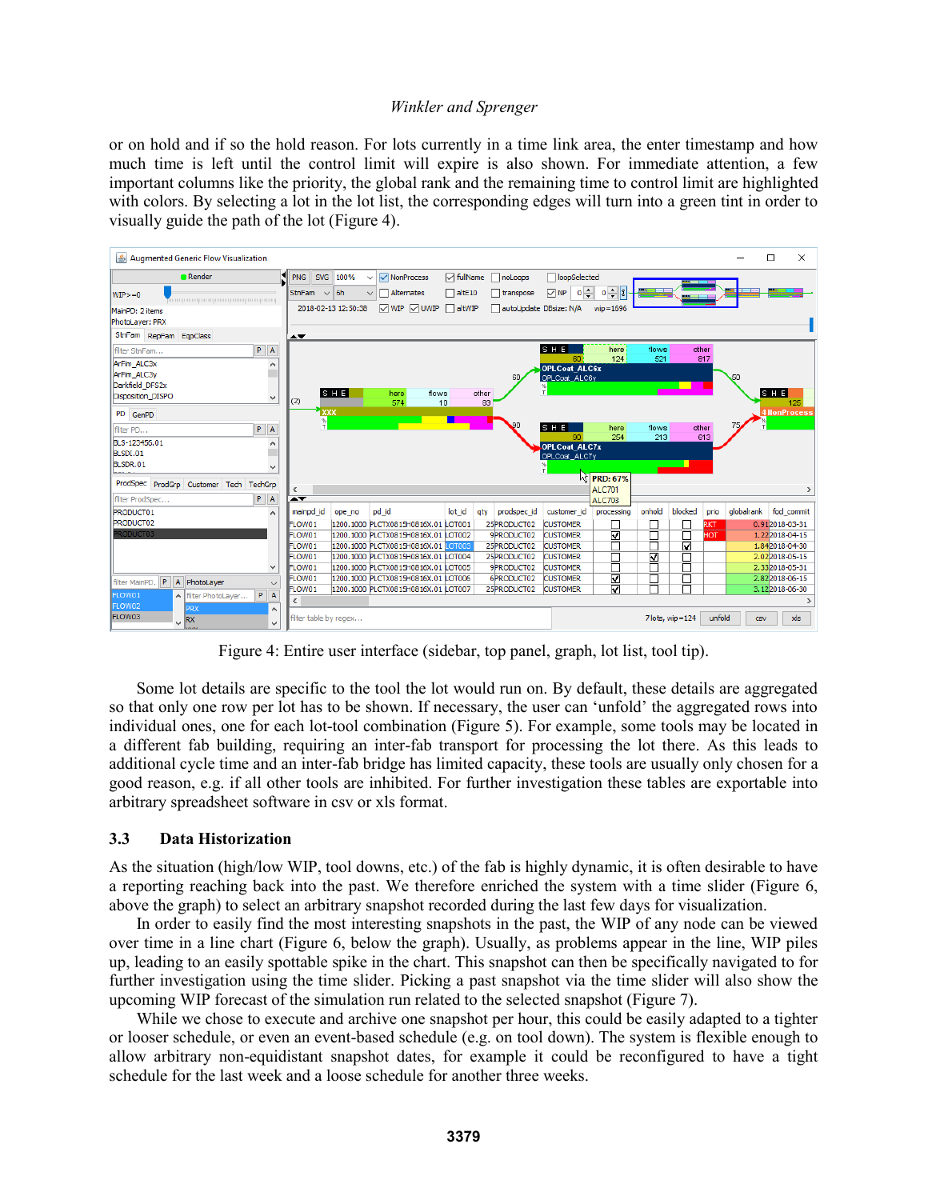or on hold and if so the hold reason. For lots currently in a time link area, the enter timestamp and how much time is left until the control limit will expire is also shown. For immediate attention, a few important columns like the priority, the global rank and the remaining time to control limit are highlighted with colors. By selecting a lot in the lot list, the corresponding edges will turn into a green tint in order to visually guide the path of the lot (Figure 4).

Figure 4: Entire user interface (sidebar, top panel, graph, lot list, tool tip).

Some lot details are specific to the tool the lot would run on. By default, these details are aggregated so that only one row per lot has to be shown. If necessary, the user can 'unfold' the aggregated rows into individual ones, one for each lot-tool combination (Figure 5). For example, some tools may be located in a different fab building, requiring an inter-fab transport for processing the lot there. As this leads to additional cycle time and an inter-fab bridge has limited capacity, these tools are usually only chosen for a good reason, e.g. if all other tools are inhibited. For further investigation these tables are exportable into arbitrary spreadsheet software in csv or xls format.

## 3.3 Data Historization

As the situation (high/low WIP, tool downs, etc.) of the fab is highly dynamic, it is often desirable to have a reporting reaching back into the past. We therefore enriched the system with a time slider (Figure 6, above the graph) to select an arbitrary snapshot recorded during the last few days for visualization.

In order to easily find the most interesting snapshots in the past, the WIP of any node can be viewed over time in a line chart (Figure 6, below the graph). Usually, as problems appear in the line, WIP piles up, leading to an easily spottable spike in the chart. This snapshot can then be specifically navigated to for further investigation using the time slider. Picking a past snapshot via the time slider will also show the upcoming WIP forecast of the simulation run related to the selected snapshot (Figure 7).

While we chose to execute and archive one snapshot per hour, this could be easily adapted to a tighter or looser schedule, or even an event-based schedule (e.g. on tool down). The system is flexible enough to allow arbitrary non-equidistant snapshot dates, for example it could be reconfigured to have a tight schedule for the last week and a loose schedule for another three weeks.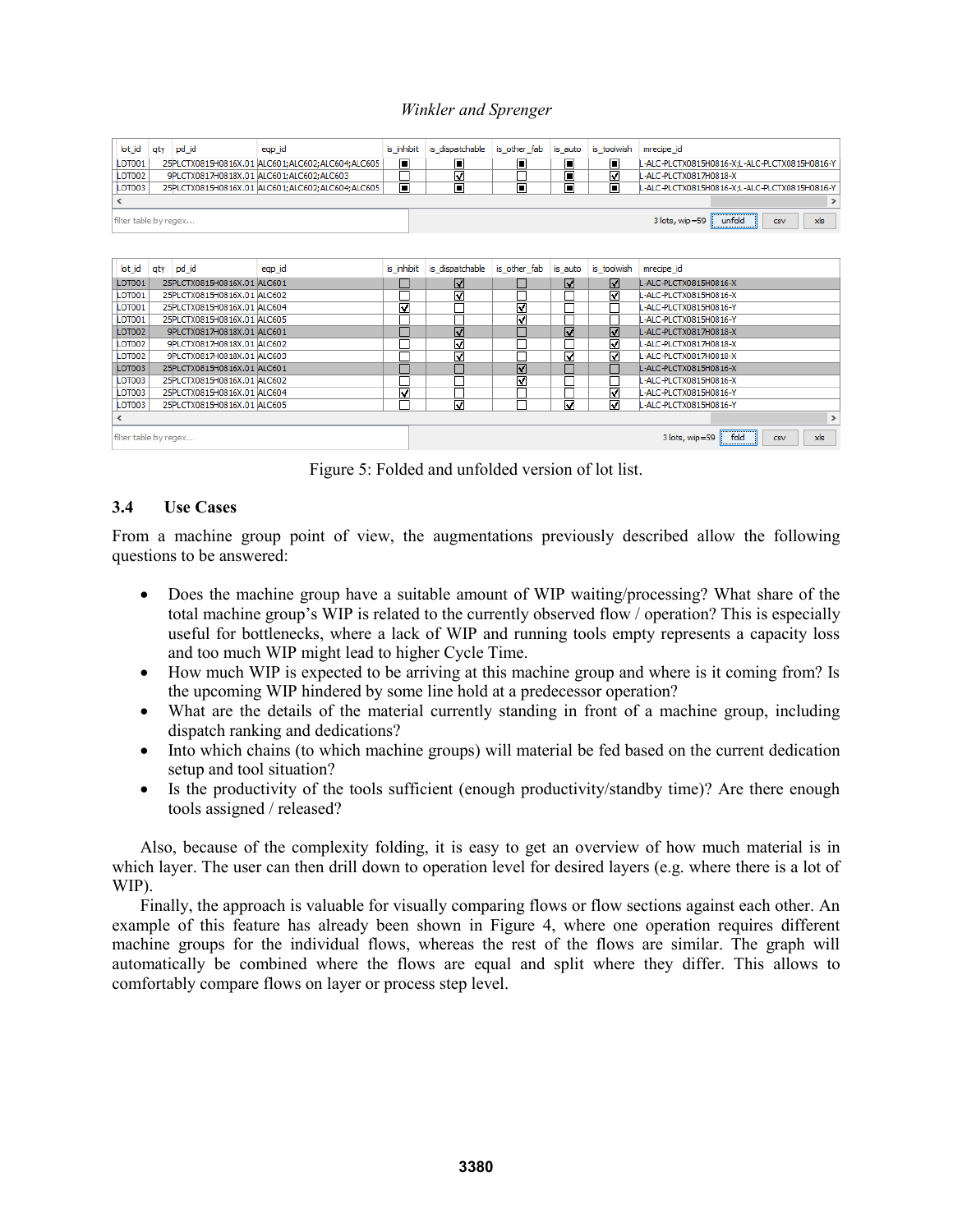| lot_id | qty | pd_id | eqp_id | is_inhibit | is_dispatchable | is_other_fab | is_auto | is_toolwish | mrecipe_id |
|---|---|---|---|---|---|---|---|---|---|
| LOT001 | 25 | PLCTX0815H0816X.01 | ALC601;ALC602;ALC604;ALC605 | ■ | ■ | ■ | ■ | ■ | L-ALC-PLCTX0815H0816-X;L-ALC-PLCTX0815H0816-Y |
| LOT002 | 9 | PLCTX0817H0818X.01 | ALC601;ALC602;ALC603 | ☐ | ☑ | ☐ | ■ | ☑ | L-ALC-PLCTX0817H0818-X |
| LOT003 | 25 | PLCTX0815H0816X.01 | ALC601;ALC602;ALC604;ALC605 | ■ | ■ | ■ | ■ | ■ | L-ALC-PLCTX0815H0816-X;L-ALC-PLCTX0815H0816-Y |

filter table by regex... 3 lots, wip=59 unfold csv xls

| lot_id | qty | pd_id | eqp_id | is_inhibit | is_dispatchable | is_other_fab | is_auto | is_toolwish | mrecipe_id |
|---|---|---|---|---|---|---|---|---|---|
| LOT001 | 25 | PLCTX0815H0816X.01 | ALC601 | ☐ | ☑ | ☐ | ☑ | ☑ | L-ALC-PLCTX0815H0816-X |
| LOT001 | 25 | PLCTX0815H0816X.01 | ALC602 | ☐ | ☑ | ☐ | ☐ | ☑ | L-ALC-PLCTX0815H0816-X |
| LOT001 | 25 | PLCTX0815H0816X.01 | ALC604 | ☑ | ☐ | ☑ | ☐ | ☐ | L-ALC-PLCTX0815H0816-Y |
| LOT001 | 25 | PLCTX0815H0816X.01 | ALC605 | ☐ | ☐ | ☑ | ☐ | ☐ | L-ALC-PLCTX0815H0816-Y |
| LOT002 | 9 | PLCTX0817H0818X.01 | ALC601 | ☐ | ☑ | ☐ | ☑ | ☑ | L-ALC-PLCTX0817H0818-X |
| LOT002 | 9 | PLCTX0817H0818X.01 | ALC602 | ☐ | ☑ | ☐ | ☐ | ☑ | L-ALC-PLCTX0817H0818-X |
| LOT002 | 9 | PLCTX0817H0818X.01 | ALC603 | ☐ | ☑ | ☐ | ☑ | ☑ | L-ALC-PLCTX0817H0818-X |
| LOT003 | 25 | PLCTX0815H0816X.01 | ALC601 | ☐ | ☐ | ☑ | ☐ | ☐ | L-ALC-PLCTX0815H0816-X |
| LOT003 | 25 | PLCTX0815H0816X.01 | ALC602 | ☐ | ☐ | ☑ | ☐ | ☐ | L-ALC-PLCTX0815H0816-X |
| LOT003 | 25 | PLCTX0815H0816X.01 | ALC604 | ☑ | ☐ | ☐ | ☐ | ☑ | L-ALC-PLCTX0815H0816-Y |
| LOT003 | 25 | PLCTX0815H0816X.01 | ALC605 | ☐ | ☑ | ☐ | ☑ | ☑ | L-ALC-PLCTX0815H0816-Y |

filter table by regex... 3 lots, wip=59 fold csv xls

Figure 5: Folded and unfolded version of lot list.

### 3.4 Use Cases

From a machine group point of view, the augmentations previously described allow the following questions to be answered:

- Does the machine group have a suitable amount of WIP waiting/processing? What share of the total machine group's WIP is related to the currently observed flow / operation? This is especially useful for bottlenecks, where a lack of WIP and running tools empty represents a capacity loss and too much WIP might lead to higher Cycle Time.
- How much WIP is expected to be arriving at this machine group and where is it coming from? Is the upcoming WIP hindered by some line hold at a predecessor operation?
- What are the details of the material currently standing in front of a machine group, including dispatch ranking and dedications?
- Into which chains (to which machine groups) will material be fed based on the current dedication setup and tool situation?
- Is the productivity of the tools sufficient (enough productivity/standby time)? Are there enough tools assigned / released?

Also, because of the complexity folding, it is easy to get an overview of how much material is in which layer. The user can then drill down to operation level for desired layers (e.g. where there is a lot of WIP).

Finally, the approach is valuable for visually comparing flows or flow sections against each other. An example of this feature has already been shown in Figure 4, where one operation requires different machine groups for the individual flows, whereas the rest of the flows are similar. The graph will automatically be combined where the flows are equal and split where they differ. This allows to comfortably compare flows on layer or process step level.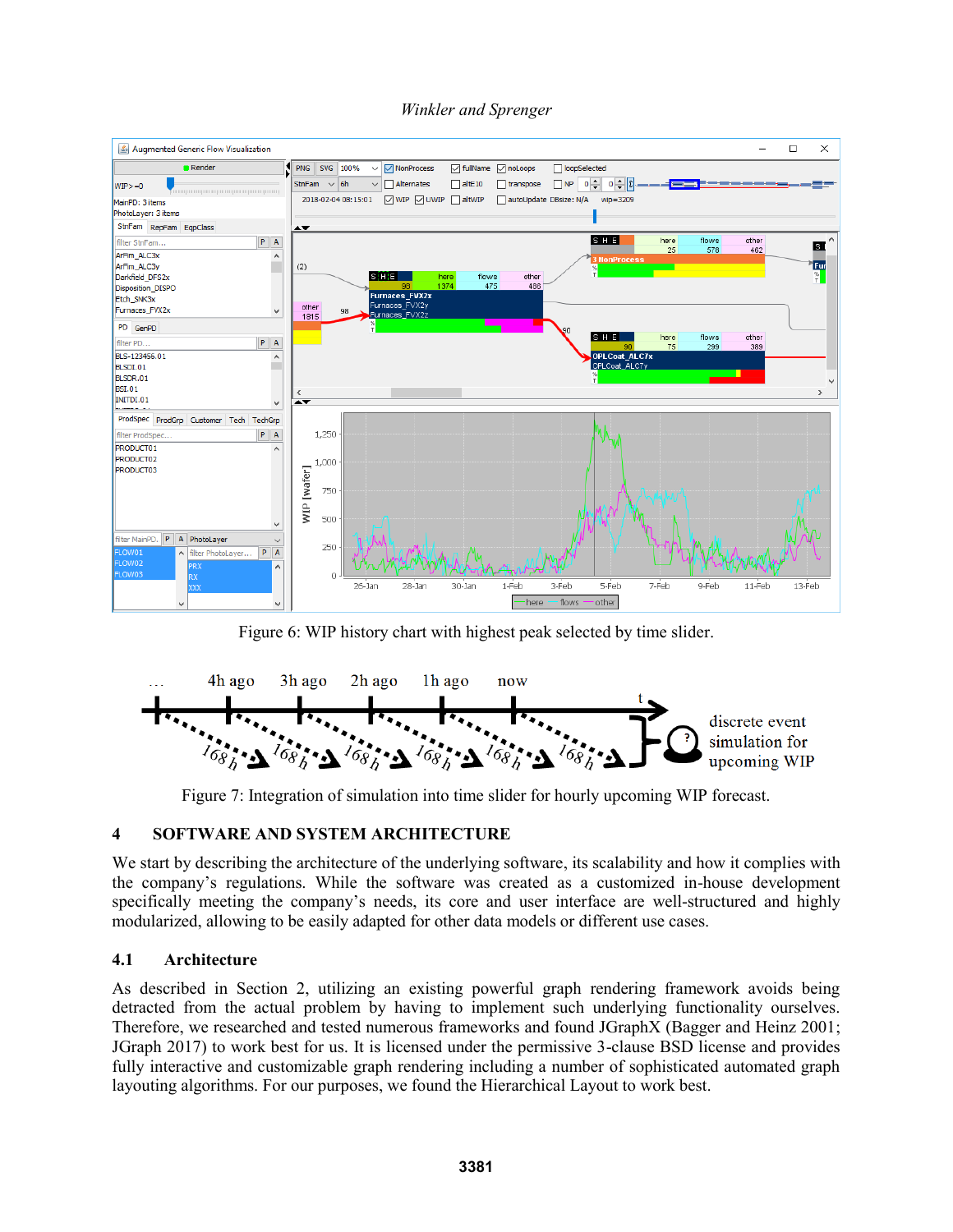Figure 6: WIP history chart with highest peak selected by time slider.

Figure 7: Integration of simulation into time slider for hourly upcoming WIP forecast.

## 4 SOFTWARE AND SYSTEM ARCHITECTURE

We start by describing the architecture of the underlying software, its scalability and how it complies with the company's regulations. While the software was created as a customized in-house development specifically meeting the company's needs, its core and user interface are well-structured and highly modularized, allowing to be easily adapted for other data models or different use cases.

### 4.1 Architecture

As described in Section 2, utilizing an existing powerful graph rendering framework avoids being detracted from the actual problem by having to implement such underlying functionality ourselves. Therefore, we researched and tested numerous frameworks and found JGraphX (Bagger and Heinz 2001; JGraph 2017) to work best for us. It is licensed under the permissive 3-clause BSD license and provides fully interactive and customizable graph rendering including a number of sophisticated automated graph layouting algorithms. For our purposes, we found the Hierarchical Layout to work best.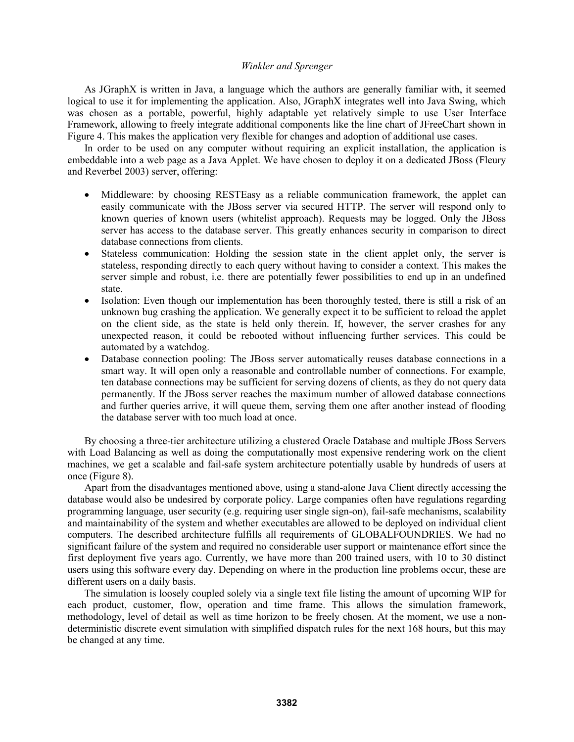As JGraphX is written in Java, a language which the authors are generally familiar with, it seemed logical to use it for implementing the application. Also, JGraphX integrates well into Java Swing, which was chosen as a portable, powerful, highly adaptable yet relatively simple to use User Interface Framework, allowing to freely integrate additional components like the line chart of JFreeChart shown in Figure 4. This makes the application very flexible for changes and adoption of additional use cases.

In order to be used on any computer without requiring an explicit installation, the application is embeddable into a web page as a Java Applet. We have chosen to deploy it on a dedicated JBoss (Fleury and Reverbel 2003) server, offering:

- Middleware: by choosing RESTEasy as a reliable communication framework, the applet can easily communicate with the JBoss server via secured HTTP. The server will respond only to known queries of known users (whitelist approach). Requests may be logged. Only the JBoss server has access to the database server. This greatly enhances security in comparison to direct database connections from clients.
- Stateless communication: Holding the session state in the client applet only, the server is stateless, responding directly to each query without having to consider a context. This makes the server simple and robust, i.e. there are potentially fewer possibilities to end up in an undefined state.
- Isolation: Even though our implementation has been thoroughly tested, there is still a risk of an unknown bug crashing the application. We generally expect it to be sufficient to reload the applet on the client side, as the state is held only therein. If, however, the server crashes for any unexpected reason, it could be rebooted without influencing further services. This could be automated by a watchdog.
- Database connection pooling: The JBoss server automatically reuses database connections in a smart way. It will open only a reasonable and controllable number of connections. For example, ten database connections may be sufficient for serving dozens of clients, as they do not query data permanently. If the JBoss server reaches the maximum number of allowed database connections and further queries arrive, it will queue them, serving them one after another instead of flooding the database server with too much load at once.

By choosing a three-tier architecture utilizing a clustered Oracle Database and multiple JBoss Servers with Load Balancing as well as doing the computationally most expensive rendering work on the client machines, we get a scalable and fail-safe system architecture potentially usable by hundreds of users at once (Figure 8).

Apart from the disadvantages mentioned above, using a stand-alone Java Client directly accessing the database would also be undesired by corporate policy. Large companies often have regulations regarding programming language, user security (e.g. requiring user single sign-on), fail-safe mechanisms, scalability and maintainability of the system and whether executables are allowed to be deployed on individual client computers. The described architecture fulfills all requirements of GLOBALFOUNDRIES. We had no significant failure of the system and required no considerable user support or maintenance effort since the first deployment five years ago. Currently, we have more than 200 trained users, with 10 to 30 distinct users using this software every day. Depending on where in the production line problems occur, these are different users on a daily basis.

The simulation is loosely coupled solely via a single text file listing the amount of upcoming WIP for each product, customer, flow, operation and time frame. This allows the simulation framework, methodology, level of detail as well as time horizon to be freely chosen. At the moment, we use a non-deterministic discrete event simulation with simplified dispatch rules for the next 168 hours, but this may be changed at any time.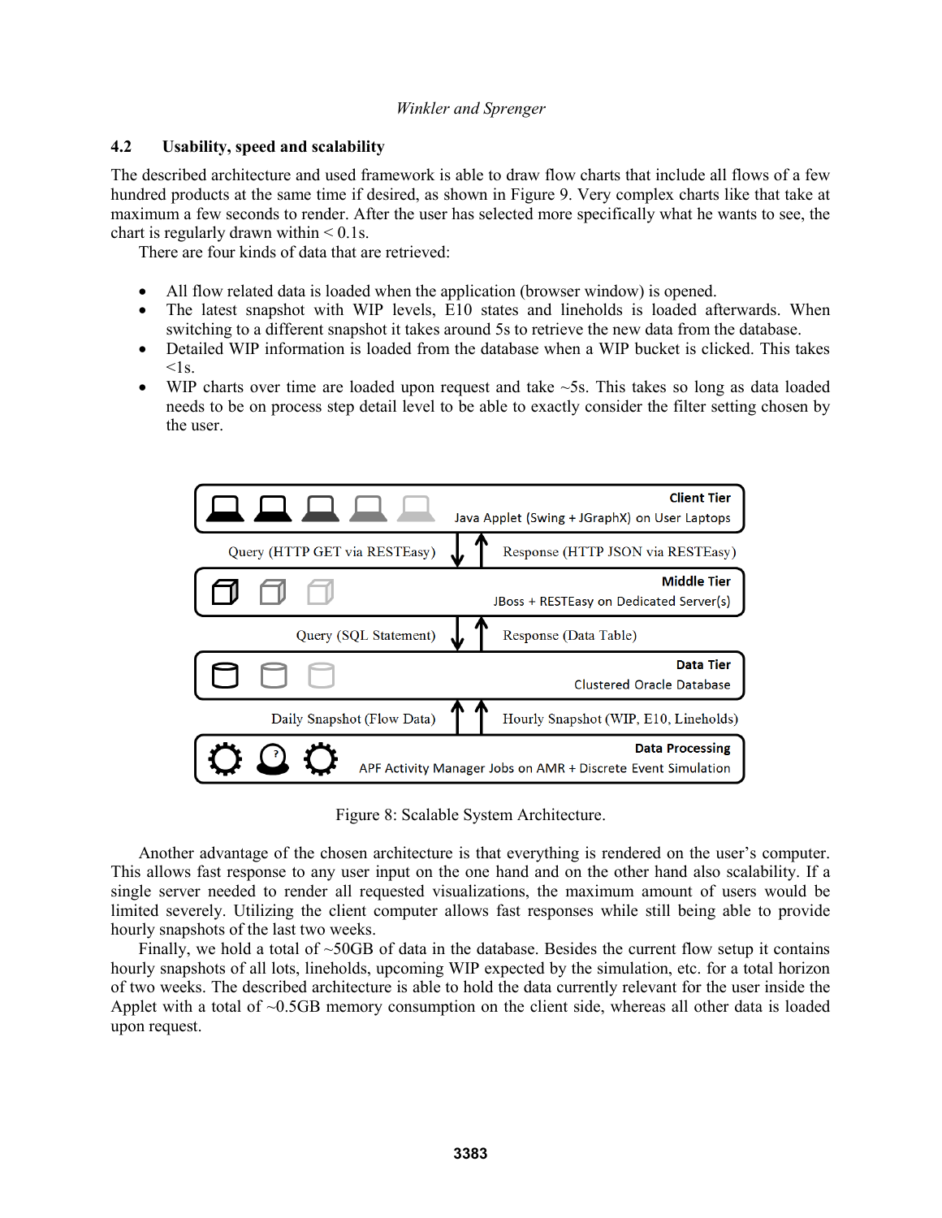### 4.2 Usability, speed and scalability

The described architecture and used framework is able to draw flow charts that include all flows of a few hundred products at the same time if desired, as shown in Figure 9. Very complex charts like that take at maximum a few seconds to render. After the user has selected more specifically what he wants to see, the chart is regularly drawn within < 0.1s.

There are four kinds of data that are retrieved:

- All flow related data is loaded when the application (browser window) is opened.
- The latest snapshot with WIP levels, E10 states and lineholds is loaded afterwards. When switching to a different snapshot it takes around 5s to retrieve the new data from the database.
- Detailed WIP information is loaded from the database when a WIP bucket is clicked. This takes <1s.
- WIP charts over time are loaded upon request and take ~5s. This takes so long as data loaded needs to be on process step detail level to be able to exactly consider the filter setting chosen by the user.

Client Tier
Java Applet (Swing + JGraphX) on User Laptops

Query (HTTP GET via RESTEasy) | Response (HTTP JSON via RESTEasy)

Middle Tier
JBoss + RESTEasy on Dedicated Server(s)

Query (SQL Statement) | Response (Data Table)

Data Tier
Clustered Oracle Database

Daily Snapshot (Flow Data) | Hourly Snapshot (WIP, E10, Lineholds)

Data Processing
APF Activity Manager Jobs on AMR + Discrete Event Simulation

Figure 8: Scalable System Architecture.

Another advantage of the chosen architecture is that everything is rendered on the user's computer. This allows fast response to any user input on the one hand and on the other hand also scalability. If a single server needed to render all requested visualizations, the maximum amount of users would be limited severely. Utilizing the client computer allows fast responses while still being able to provide hourly snapshots of the last two weeks.

Finally, we hold a total of ~50GB of data in the database. Besides the current flow setup it contains hourly snapshots of all lots, lineholds, upcoming WIP expected by the simulation, etc. for a total horizon of two weeks. The described architecture is able to hold the data currently relevant for the user inside the Applet with a total of ~0.5GB memory consumption on the client side, whereas all other data is loaded upon request.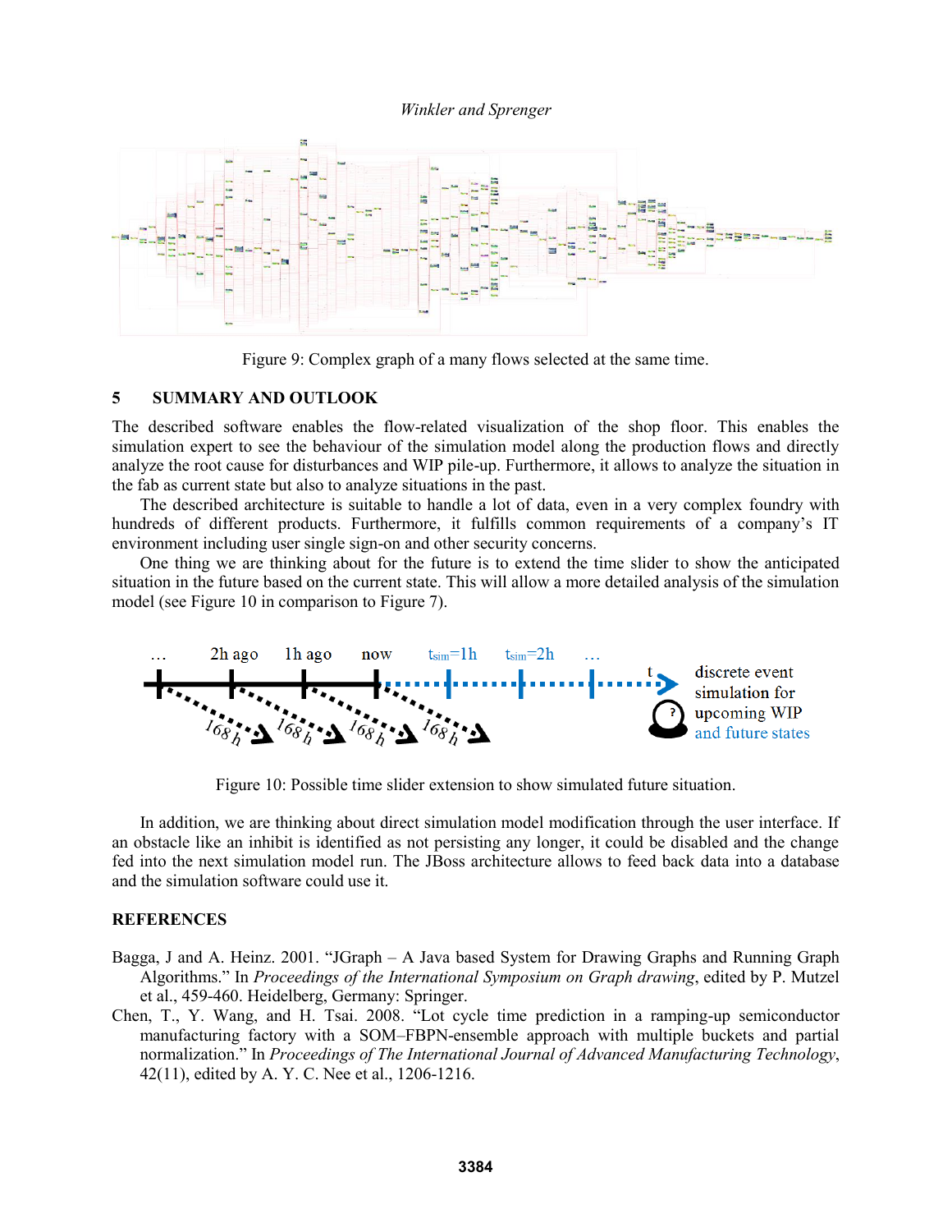Figure 9: Complex graph of a many flows selected at the same time.

## 5 SUMMARY AND OUTLOOK

The described software enables the flow-related visualization of the shop floor. This enables the simulation expert to see the behaviour of the simulation model along the production flows and directly analyze the root cause for disturbances and WIP pile-up. Furthermore, it allows to analyze the situation in the fab as current state but also to analyze situations in the past.

The described architecture is suitable to handle a lot of data, even in a very complex foundry with hundreds of different products. Furthermore, it fulfills common requirements of a company's IT environment including user single sign-on and other security concerns.

One thing we are thinking about for the future is to extend the time slider to show the anticipated situation in the future based on the current state. This will allow a more detailed analysis of the simulation model (see Figure 10 in comparison to Figure 7).

Figure 10: Possible time slider extension to show simulated future situation.

In addition, we are thinking about direct simulation model modification through the user interface. If an obstacle like an inhibit is identified as not persisting any longer, it could be disabled and the change fed into the next simulation model run. The JBoss architecture allows to feed back data into a database and the simulation software could use it.

## REFERENCES

Bagga, J and A. Heinz. 2001. "JGraph – A Java based System for Drawing Graphs and Running Graph Algorithms." In *Proceedings of the International Symposium on Graph drawing*, edited by P. Mutzel et al., 459-460. Heidelberg, Germany: Springer.

Chen, T., Y. Wang, and H. Tsai. 2008. "Lot cycle time prediction in a ramping-up semiconductor manufacturing factory with a SOM–FBPN-ensemble approach with multiple buckets and partial normalization." In *Proceedings of The International Journal of Advanced Manufacturing Technology*, 42(11), edited by A. Y. C. Nee et al., 1206-1216.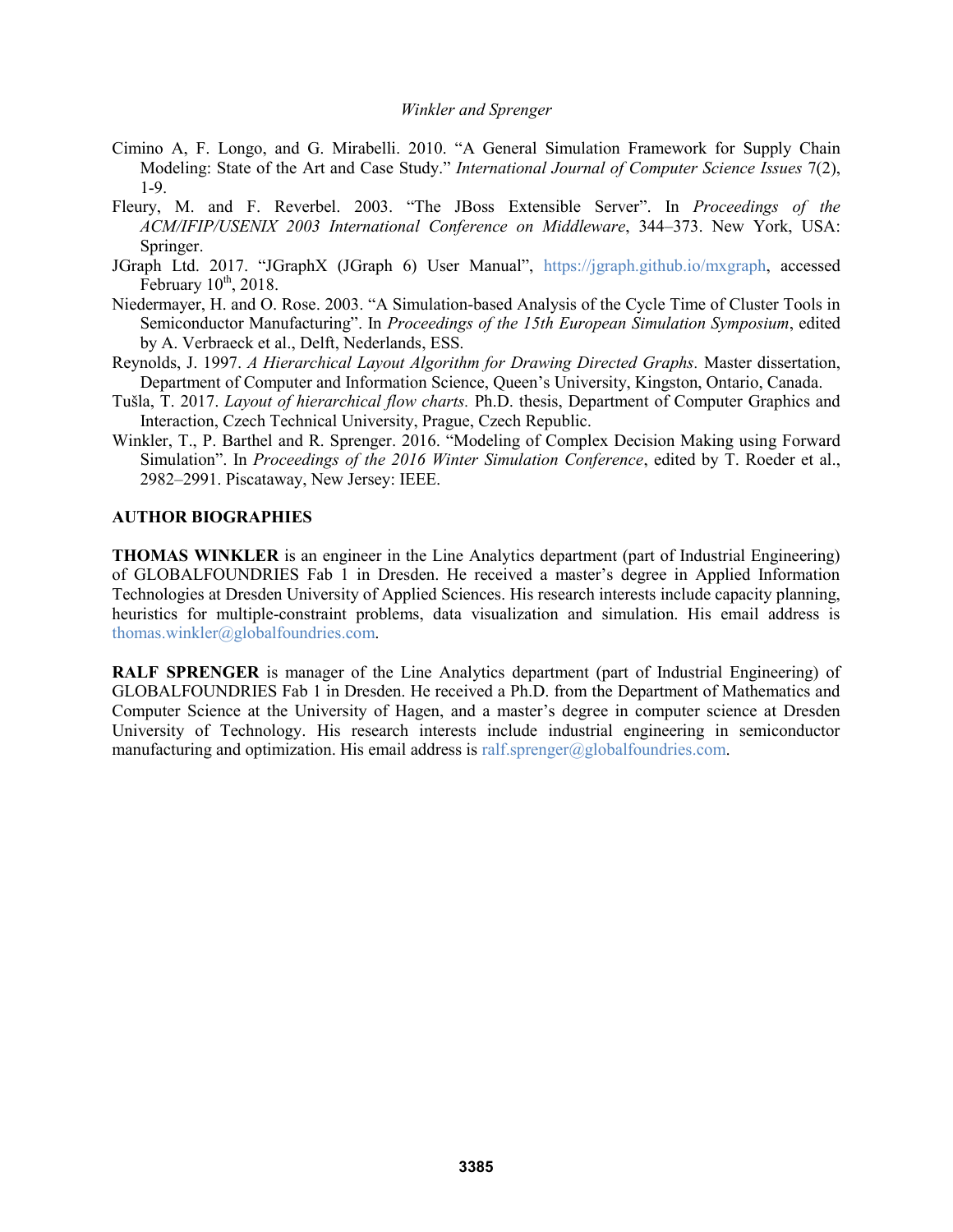Cimino A, F. Longo, and G. Mirabelli. 2010. "A General Simulation Framework for Supply Chain Modeling: State of the Art and Case Study." *International Journal of Computer Science Issues* 7(2), 1-9.

Fleury, M. and F. Reverbel. 2003. "The JBoss Extensible Server". In *Proceedings of the ACM/IFIP/USENIX 2003 International Conference on Middleware*, 344–373. New York, USA: Springer.

JGraph Ltd. 2017. "JGraphX (JGraph 6) User Manual", https://jgraph.github.io/mxgraph, accessed February 10th, 2018.

Niedermayer, H. and O. Rose. 2003. "A Simulation-based Analysis of the Cycle Time of Cluster Tools in Semiconductor Manufacturing". In *Proceedings of the 15th European Simulation Symposium*, edited by A. Verbraeck et al., Delft, Nederlands, ESS.

Reynolds, J. 1997. *A Hierarchical Layout Algorithm for Drawing Directed Graphs.* Master dissertation, Department of Computer and Information Science, Queen's University, Kingston, Ontario, Canada.

Tušla, T. 2017. *Layout of hierarchical flow charts.* Ph.D. thesis, Department of Computer Graphics and Interaction, Czech Technical University, Prague, Czech Republic.

Winkler, T., P. Barthel and R. Sprenger. 2016. "Modeling of Complex Decision Making using Forward Simulation". In *Proceedings of the 2016 Winter Simulation Conference*, edited by T. Roeder et al., 2982–2991. Piscataway, New Jersey: IEEE.

## AUTHOR BIOGRAPHIES

**THOMAS WINKLER** is an engineer in the Line Analytics department (part of Industrial Engineering) of GLOBALFOUNDRIES Fab 1 in Dresden. He received a master's degree in Applied Information Technologies at Dresden University of Applied Sciences. His research interests include capacity planning, heuristics for multiple-constraint problems, data visualization and simulation. His email address is thomas.winkler@globalfoundries.com.

**RALF SPRENGER** is manager of the Line Analytics department (part of Industrial Engineering) of GLOBALFOUNDRIES Fab 1 in Dresden. He received a Ph.D. from the Department of Mathematics and Computer Science at the University of Hagen, and a master's degree in computer science at Dresden University of Technology. His research interests include industrial engineering in semiconductor manufacturing and optimization. His email address is ralf.sprenger@globalfoundries.com.